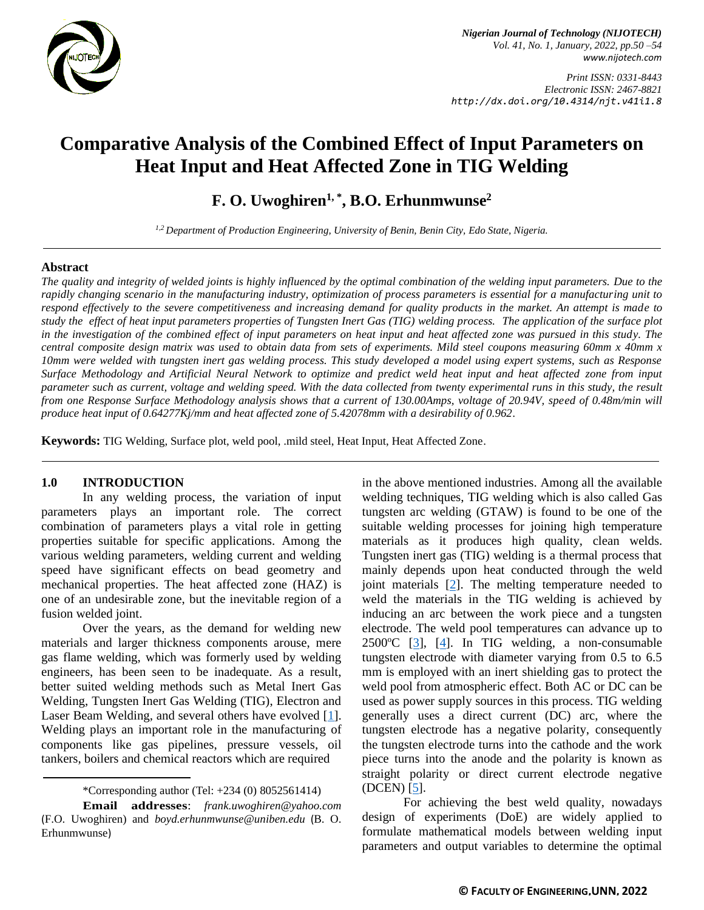# Comparative Analysis of the Combined Effect of Input Parameters on Heat Input and Heat Affected Zone in TIG Welding

**F. O. Uwoghiren[1, *], B.O. Erhunmwunse[2]**

*[1,2] Department of Production Engineering, University of Benin, Benin City, Edo State, Nigeria.*

---

## Abstract

*The quality and integrity of welded joints is highly influenced by the optimal combination of the welding input parameters. Due to the rapidly changing scenario in the manufacturing industry, optimization of process parameters is essential for a manufacturing unit to respond effectively to the severe competitiveness and increasing demand for quality products in the market. An attempt is made to study the effect of heat input parameters properties of Tungsten Inert Gas (TIG) welding process. The application of the surface plot in the investigation of the combined effect of input parameters on heat input and heat affected zone was pursued in this study. The central composite design matrix was used to obtain data from sets of experiments. Mild steel coupons measuring 60mm x 40mm x 10mm were welded with tungsten inert gas welding process. This study developed a model using expert systems, such as Response Surface Methodology and Artificial Neural Network to optimize and predict weld heat input and heat affected zone from input parameter such as current, voltage and welding speed. With the data collected from twenty experimental runs in this study, the result from one Response Surface Methodology analysis shows that a current of 130.00Amps, voltage of 20.94V, speed of 0.48m/min will produce heat input of 0.64277Kj/mm and heat affected zone of 5.42078mm with a desirability of 0.962.*

**Keywords:** TIG Welding, Surface plot, weld pool, .mild steel, Heat Input, Heat Affected Zone.

---

## 1.0 INTRODUCTION

In any welding process, the variation of input parameters plays an important role. The correct combination of parameters plays a vital role in getting properties suitable for specific applications. Among the various welding parameters, welding current and welding speed have significant effects on bead geometry and mechanical properties. The heat affected zone (HAZ) is one of an undesirable zone, but the inevitable region of a fusion welded joint.

Over the years, as the demand for welding new materials and larger thickness components arouse, mere gas flame welding, which was formerly used by welding engineers, has been seen to be inadequate. As a result, better suited welding methods such as Metal Inert Gas Welding, Tungsten Inert Gas Welding (TIG), Electron and Laser Beam Welding, and several others have evolved [1]. Welding plays an important role in the manufacturing of components like gas pipelines, pressure vessels, oil tankers, boilers and chemical reactors which are required in the above mentioned industries. Among all the available welding techniques, TIG welding which is also called Gas tungsten arc welding (GTAW) is found to be one of the suitable welding processes for joining high temperature materials as it produces high quality, clean welds. Tungsten inert gas (TIG) welding is a thermal process that mainly depends upon heat conducted through the weld joint materials [2]. The melting temperature needed to weld the materials in the TIG welding is achieved by inducing an arc between the work piece and a tungsten electrode. The weld pool temperatures can advance up to 2500$^{o}$C [3], [4]. In TIG welding, a non-consumable tungsten electrode with diameter varying from 0.5 to 6.5 mm is employed with an inert shielding gas to protect the weld pool from atmospheric effect. Both AC or DC can be used as power supply sources in this process. TIG welding generally uses a direct current (DC) arc, where the tungsten electrode has a negative polarity, consequently the tungsten electrode turns into the cathode and the work piece turns into the anode and the polarity is known as straight polarity or direct current electrode negative (DCEN) [5].

For achieving the best weld quality, nowadays design of experiments (DoE) are widely applied to formulate mathematical models between welding input parameters and output variables to determine the optimal

---

*Corresponding author (Tel: +234 (0) 8052561414)

**Email addresses**: *frank.uwoghiren@yahoo.com* (F.O. Uwoghiren) and *boyd.erhunmwunse@uniben.edu* (B. O. Erhunmwunse)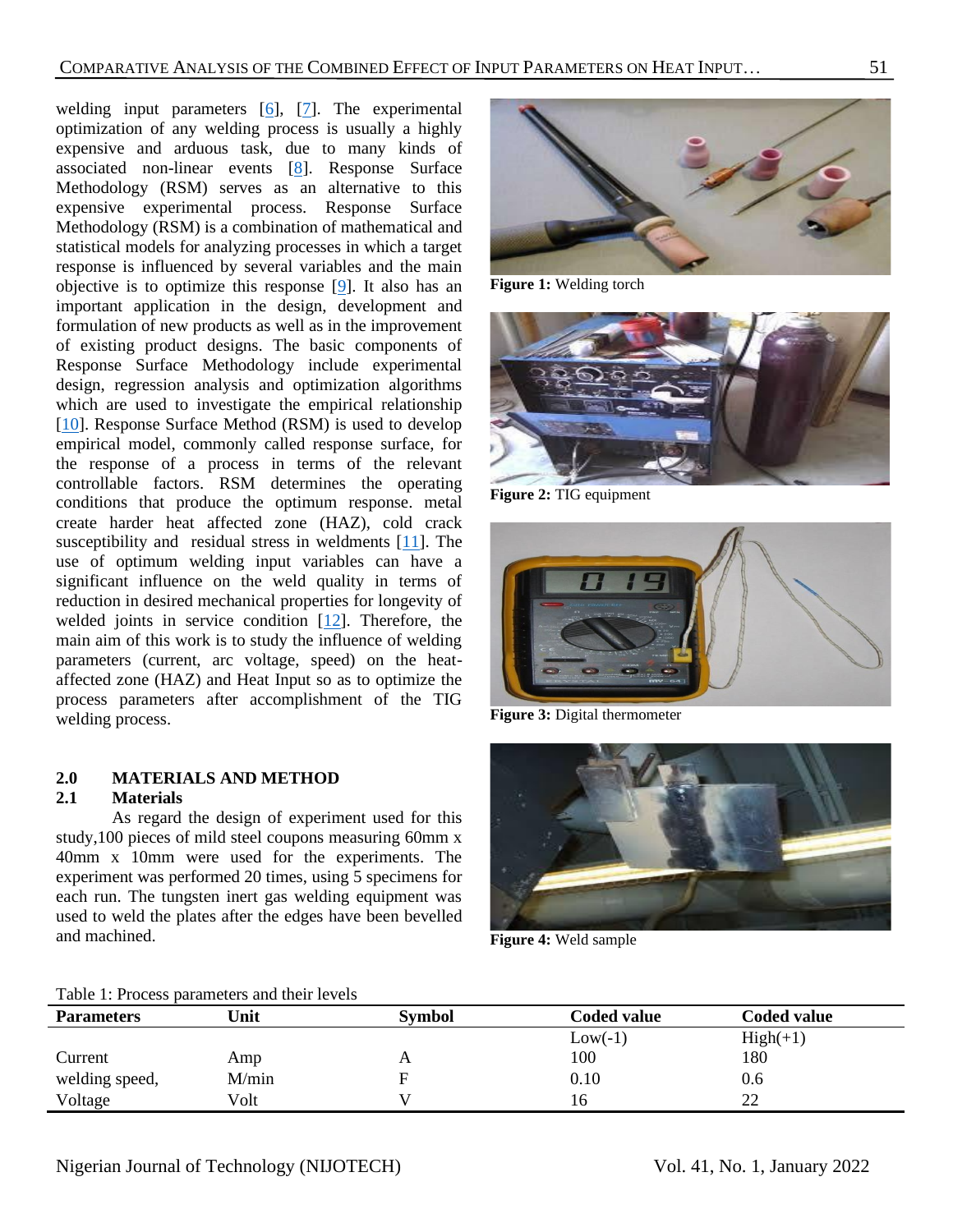welding input parameters [6], [7]. The experimental optimization of any welding process is usually a highly expensive and arduous task, due to many kinds of associated non-linear events [8]. Response Surface Methodology (RSM) serves as an alternative to this expensive experimental process. Response Surface Methodology (RSM) is a combination of mathematical and statistical models for analyzing processes in which a target response is influenced by several variables and the main objective is to optimize this response [9]. It also has an important application in the design, development and formulation of new products as well as in the improvement of existing product designs. The basic components of Response Surface Methodology include experimental design, regression analysis and optimization algorithms which are used to investigate the empirical relationship [10]. Response Surface Method (RSM) is used to develop empirical model, commonly called response surface, for the response of a process in terms of the relevant controllable factors. RSM determines the operating conditions that produce the optimum response. metal create harder heat affected zone (HAZ), cold crack susceptibility and residual stress in weldments [11]. The use of optimum welding input variables can have a significant influence on the weld quality in terms of reduction in desired mechanical properties for longevity of welded joints in service condition [12]. Therefore, the main aim of this work is to study the influence of welding parameters (current, arc voltage, speed) on the heat-affected zone (HAZ) and Heat Input so as to optimize the process parameters after accomplishment of the TIG welding process.

## 2.0 MATERIALS AND METHOD

### 2.1 Materials

As regard the design of experiment used for this study,100 pieces of mild steel coupons measuring 60mm x 40mm x 10mm were used for the experiments. The experiment was performed 20 times, using 5 specimens for each run. The tungsten inert gas welding equipment was used to weld the plates after the edges have been bevelled and machined.

**Figure 1:** Welding torch

**Figure 2:** TIG equipment

**Figure 3:** Digital thermometer

**Figure 4:** Weld sample

Table 1: Process parameters and their levels

| Parameters | Unit | Symbol | Coded value | Coded value |
|---|---|---|---|---|
| | | | Low(-1) | High(+1) |
| Current | Amp | A | 100 | 180 |
| welding speed, | M/min | F | 0.10 | 0.6 |
| Voltage | Volt | V | 16 | 22 |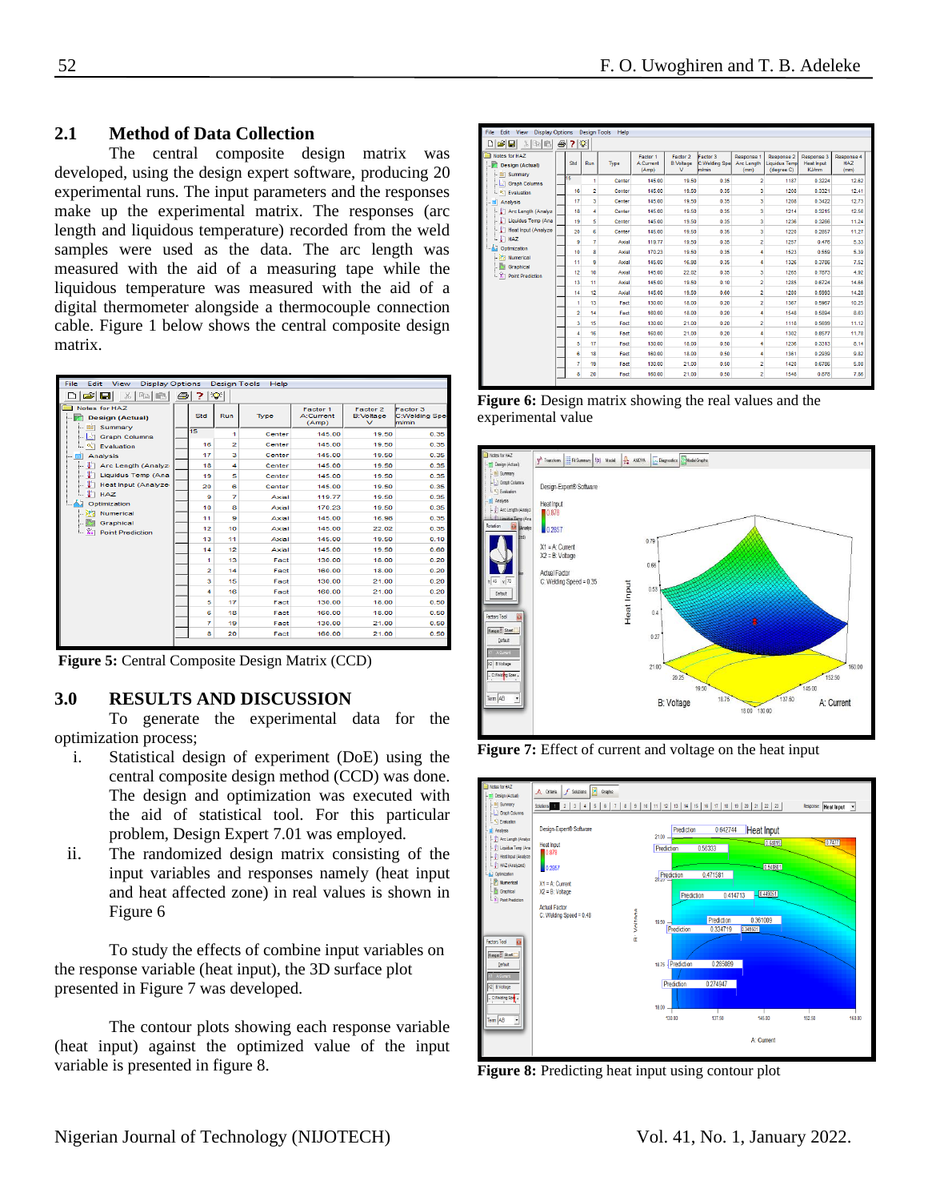## 2.1 Method of Data Collection

The central composite design matrix was developed, using the design expert software, producing 20 experimental runs. The input parameters and the responses make up the experimental matrix. The responses (arc length and liquidous temperature) recorded from the weld samples were used as the data. The arc length was measured with the aid of a measuring tape while the liquidous temperature was measured with the aid of a digital thermometer alongside a thermocouple connection cable. Figure 1 below shows the central composite design matrix.

**Figure 5:** Central Composite Design Matrix (CCD)

## 3.0 RESULTS AND DISCUSSION

To generate the experimental data for the optimization process;

i. Statistical design of experiment (DoE) using the central composite design method (CCD) was done. The design and optimization was executed with the aid of statistical tool. For this particular problem, Design Expert 7.01 was employed.

ii. The randomized design matrix consisting of the input variables and responses namely (heat input and heat affected zone) in real values is shown in Figure 6

To study the effects of combine input variables on the response variable (heat input), the 3D surface plot presented in Figure 7 was developed.

The contour plots showing each response variable (heat input) against the optimized value of the input variable is presented in figure 8.

**Figure 6:** Design matrix showing the real values and the experimental value

**Figure 7:** Effect of current and voltage on the heat input

**Figure 8:** Predicting heat input using contour plot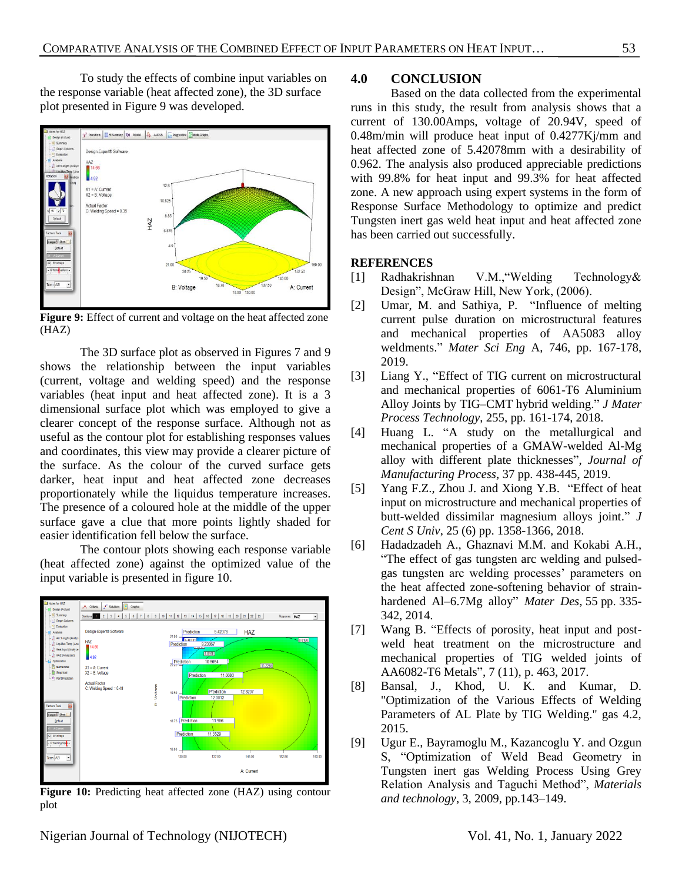To study the effects of combine input variables on the response variable (heat affected zone), the 3D surface plot presented in Figure 9 was developed.

**Figure 9:** Effect of current and voltage on the heat affected zone (HAZ)

The 3D surface plot as observed in Figures 7 and 9 shows the relationship between the input variables (current, voltage and welding speed) and the response variables (heat input and heat affected zone). It is a 3 dimensional surface plot which was employed to give a clearer concept of the response surface. Although not as useful as the contour plot for establishing responses values and coordinates, this view may provide a clearer picture of the surface. As the colour of the curved surface gets darker, heat input and heat affected zone decreases proportionately while the liquidus temperature increases. The presence of a coloured hole at the middle of the upper surface gave a clue that more points lightly shaded for easier identification fell below the surface.

The contour plots showing each response variable (heat affected zone) against the optimized value of the input variable is presented in figure 10.

**Figure 10:** Predicting heat affected zone (HAZ) using contour plot

## 4.0 CONCLUSION

Based on the data collected from the experimental runs in this study, the result from analysis shows that a current of 130.00Amps, voltage of 20.94V, speed of 0.48m/min will produce heat input of 0.4277Kj/mm and heat affected zone of 5.42078mm with a desirability of 0.962. The analysis also produced appreciable predictions with 99.8% for heat input and 99.3% for heat affected zone. A new approach using expert systems in the form of Response Surface Methodology to optimize and predict Tungsten inert gas weld heat input and heat affected zone has been carried out successfully.

## REFERENCES

[1] Radhakrishnan V.M.,"Welding Technology& Design", McGraw Hill, New York, (2006).

[2] Umar, M. and Sathiya, P. "Influence of melting current pulse duration on microstructural features and mechanical properties of AA5083 alloy weldments." *Mater Sci Eng* A, 746, pp. 167-178, 2019.

[3] Liang Y., "Effect of TIG current on microstructural and mechanical properties of 6061-T6 Aluminium Alloy Joints by TIG–CMT hybrid welding." *J Mater Process Technology*, 255, pp. 161-174, 2018.

[4] Huang L. "A study on the metallurgical and mechanical properties of a GMAW-welded Al-Mg alloy with different plate thicknesses", *Journal of Manufacturing Process*, 37 pp. 438-445, 2019.

[5] Yang F.Z., Zhou J. and Xiong Y.B. "Effect of heat input on microstructure and mechanical properties of butt-welded dissimilar magnesium alloys joint." *J Cent S Univ*, 25 (6) pp. 1358-1366, 2018.

[6] Hadadzadeh A., Ghaznavi M.M. and Kokabi A.H., "The effect of gas tungsten arc welding and pulsed-gas tungsten arc welding processes' parameters on the heat affected zone-softening behavior of strain-hardened Al–6.7Mg alloy" *Mater Des*, 55 pp. 335-342, 2014.

[7] Wang B. "Effects of porosity, heat input and post-weld heat treatment on the microstructure and mechanical properties of TIG welded joints of AA6082-T6 Metals", 7 (11), p. 463, 2017.

[8] Bansal, J., Khod, U. K. and Kumar, D. "Optimization of the Various Effects of Welding Parameters of AL Plate by TIG Welding." gas 4.2, 2015.

[9] Ugur E., Bayramoglu M., Kazancoglu Y. and Ozgun S, "Optimization of Weld Bead Geometry in Tungsten inert gas Welding Process Using Grey Relation Analysis and Taguchi Method", *Materials and technology*, 3, 2009, pp.143–149.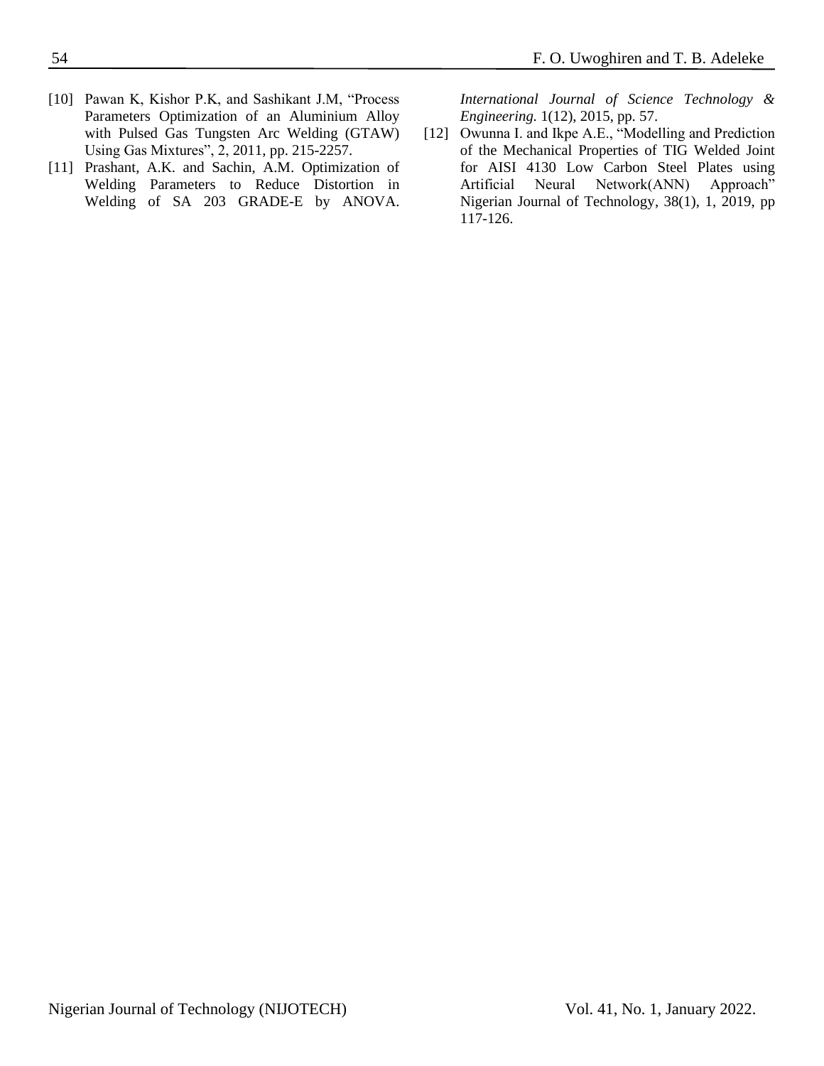[10] Pawan K, Kishor P.K, and Sashikant J.M, "Process Parameters Optimization of an Aluminium Alloy with Pulsed Gas Tungsten Arc Welding (GTAW) Using Gas Mixtures", 2, 2011, pp. 215-2257.

[11] Prashant, A.K. and Sachin, A.M. Optimization of Welding Parameters to Reduce Distortion in Welding of SA 203 GRADE-E by ANOVA. *International Journal of Science Technology & Engineering.* 1(12), 2015, pp. 57.

[12] Owunna I. and Ikpe A.E., "Modelling and Prediction of the Mechanical Properties of TIG Welded Joint for AISI 4130 Low Carbon Steel Plates using Artificial Neural Network(ANN) Approach" Nigerian Journal of Technology, 38(1), 1, 2019, pp 117-126.